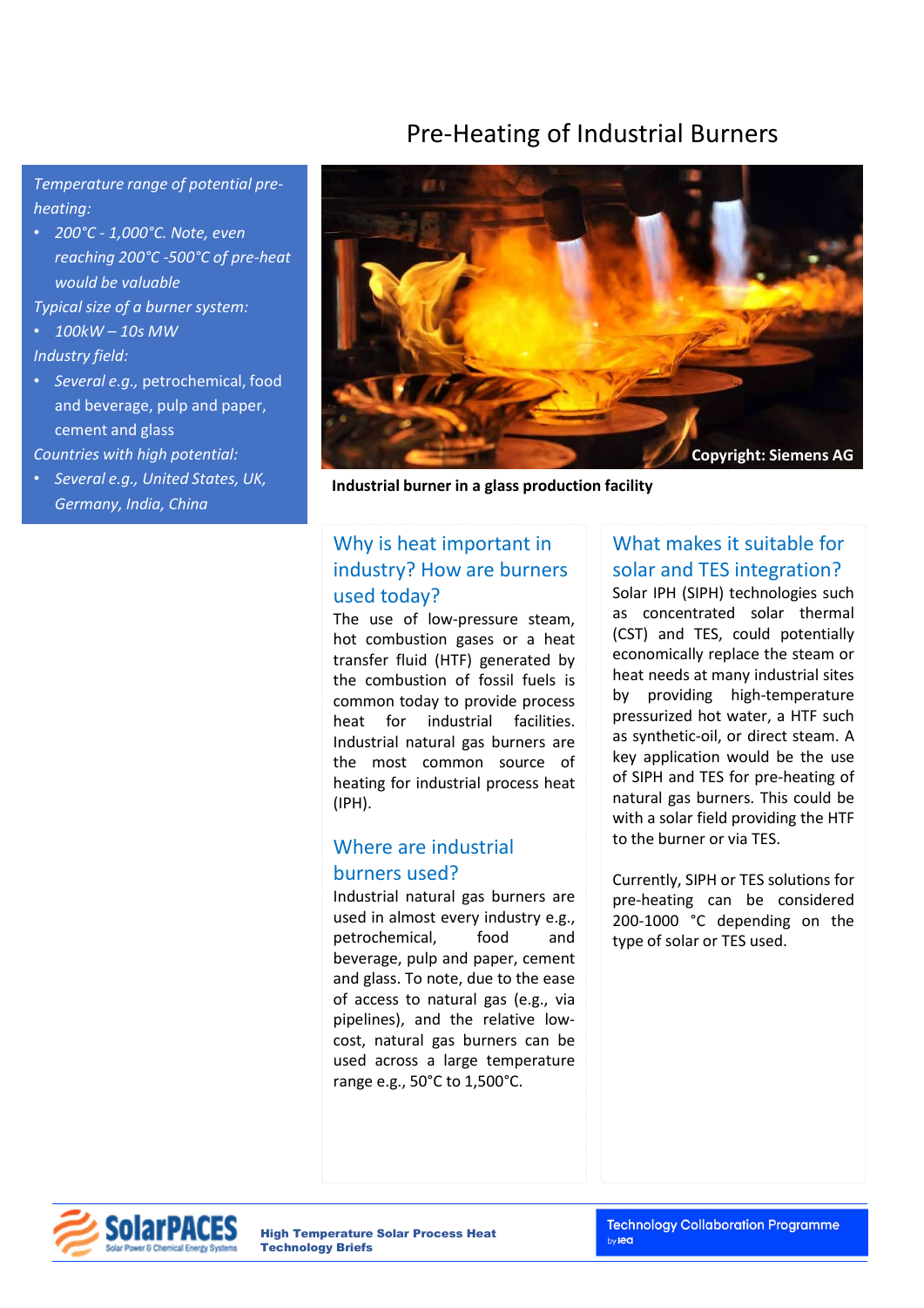# Pre-Heating of Industrial Burners

*Temperature range of potential pre-heating:*

- *200°C - 1,000°C. Note, even reaching 200°C -500°C of pre-heat would be valuable*

*Typical size of a burner system:*

- *100kW – 10s MW*

*Industry field:*

- *Several e.g.,* petrochemical, food and beverage, pulp and paper, cement and glass

*Countries with high potential:*

- *Several e.g., United States, UK, Germany, India, China*

Copyright: Siemens AG

**Industrial burner in a glass production facility**

## Why is heat important in industry? How are burners used today?

The use of low-pressure steam, hot combustion gases or a heat transfer fluid (HTF) generated by the combustion of fossil fuels is common today to provide process heat for industrial facilities. Industrial natural gas burners are the most common source of heating for industrial process heat (IPH).

## Where are industrial burners used?

Industrial natural gas burners are used in almost every industry e.g., petrochemical, food and beverage, pulp and paper, cement and glass. To note, due to the ease of access to natural gas (e.g., via pipelines), and the relative low-cost, natural gas burners can be used across a large temperature range e.g., 50°C to 1,500°C.

## What makes it suitable for solar and TES integration?

Solar IPH (SIPH) technologies such as concentrated solar thermal (CST) and TES, could potentially economically replace the steam or heat needs at many industrial sites by providing high-temperature pressurized hot water, a HTF such as synthetic-oil, or direct steam. A key application would be the use of SIPH and TES for pre-heating of natural gas burners. This could be with a solar field providing the HTF to the burner or via TES.

Currently, SIPH or TES solutions for pre-heating can be considered 200-1000 °C depending on the type of solar or TES used.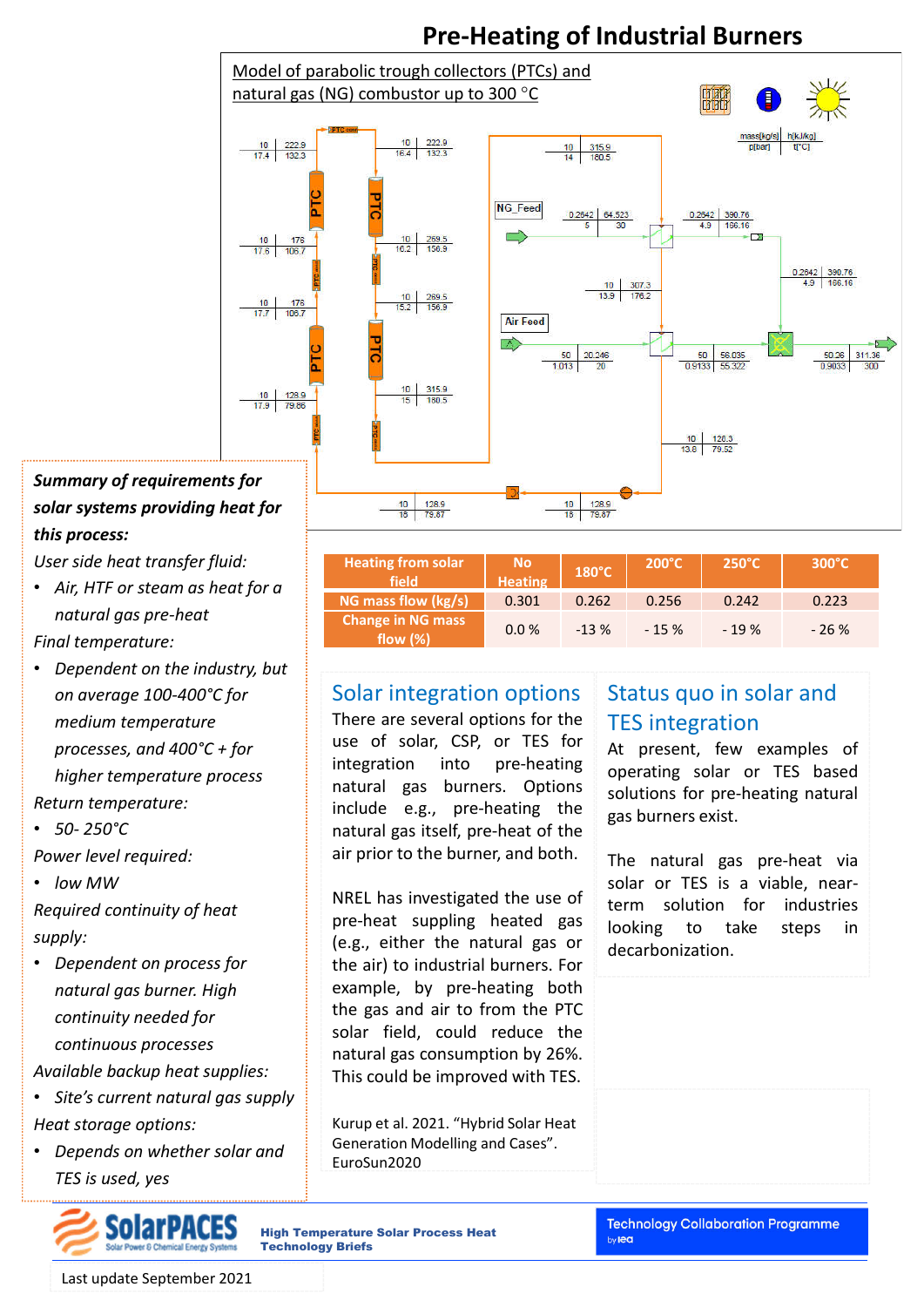# Pre-Heating of Industrial Burners

Model of parabolic trough collectors (PTCs) and natural gas (NG) combustor up to 300 °C

PTC

PTC

PTC

PTC

NG_Feed

Air Feed

mass[kg/s] h[kJ/kg]
p[bar] t[°C]

| Heating from solar field | No Heating | 180°C | 200°C | 250°C | 300°C |
|---|---|---|---|---|---|
| NG mass flow (kg/s) | 0.301 | 0.262 | 0.256 | 0.242 | 0.223 |
| Change in NG mass flow (%) | 0.0 % | -13 % | - 15 % | - 19 % | - 26 % |

***Summary of requirements for solar systems providing heat for this process:***

*User side heat transfer fluid:*

- *Air, HTF or steam as heat for a natural gas pre-heat*

*Final temperature:*

- *Dependent on the industry, but on average 100-400°C for medium temperature processes, and 400°C + for higher temperature process*

*Return temperature:*

- *50- 250°C*

*Power level required:*

- *low MW*

*Required continuity of heat supply:*

- *Dependent on process for natural gas burner. High continuity needed for continuous processes*

*Available backup heat supplies:*

- *Site's current natural gas supply*

*Heat storage options:*

- *Depends on whether solar and TES is used, yes*

## Solar integration options

There are several options for the use of solar, CSP, or TES for integration into pre-heating natural gas burners. Options include e.g., pre-heating the natural gas itself, pre-heat of the air prior to the burner, and both.

NREL has investigated the use of pre-heat suppling heated gas (e.g., either the natural gas or the air) to industrial burners. For example, by pre-heating both the gas and air to from the PTC solar field, could reduce the natural gas consumption by 26%. This could be improved with TES.

Kurup et al. 2021. "Hybrid Solar Heat Generation Modelling and Cases". EuroSun2020

## Status quo in solar and TES integration

At present, few examples of operating solar or TES based solutions for pre-heating natural gas burners exist.

The natural gas pre-heat via solar or TES is a viable, near-term solution for industries looking to take steps in decarbonization.

SolarPACES — Solar Power & Chemical Energy Systems

High Temperature Solar Process Heat Technology Briefs

Technology Collaboration Programme by iea

Last update September 2021